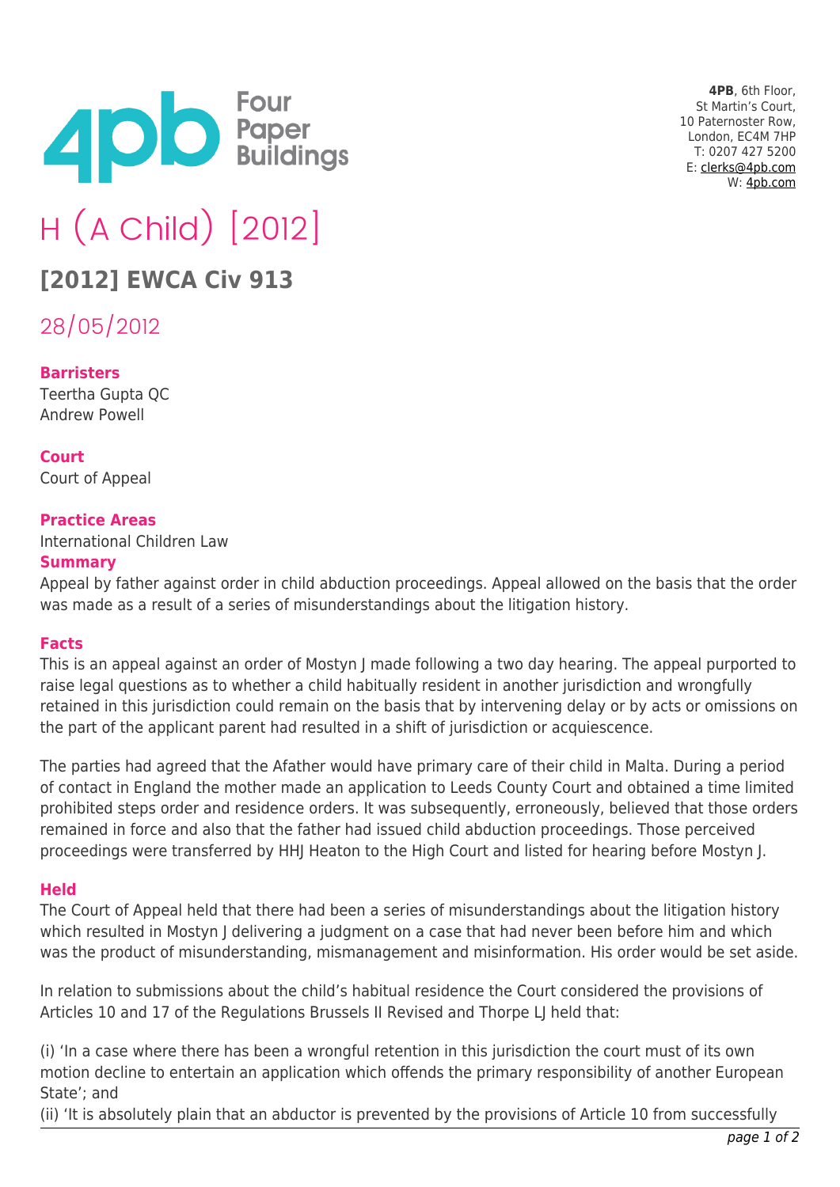4PB, 6th Floor,
St Martin's Court,
10 Paternoster Row,
London, EC4M 7HP
T: 0207 427 5200
E: clerks@4pb.com
W: 4pb.com

# H (A Child) [2012]

## [2012] EWCA Civ 913

28/05/2012

**Barristers**
Teertha Gupta QC
Andrew Powell

**Court**
Court of Appeal

**Practice Areas**
International Children Law

**Summary**
Appeal by father against order in child abduction proceedings. Appeal allowed on the basis that the order was made as a result of a series of misunderstandings about the litigation history.

**Facts**
This is an appeal against an order of Mostyn J made following a two day hearing. The appeal purported to raise legal questions as to whether a child habitually resident in another jurisdiction and wrongfully retained in this jurisdiction could remain on the basis that by intervening delay or by acts or omissions on the part of the applicant parent had resulted in a shift of jurisdiction or acquiescence.

The parties had agreed that the Afather would have primary care of their child in Malta. During a period of contact in England the mother made an application to Leeds County Court and obtained a time limited prohibited steps order and residence orders. It was subsequently, erroneously, believed that those orders remained in force and also that the father had issued child abduction proceedings. Those perceived proceedings were transferred by HHJ Heaton to the High Court and listed for hearing before Mostyn J.

**Held**
The Court of Appeal held that there had been a series of misunderstandings about the litigation history which resulted in Mostyn J delivering a judgment on a case that had never been before him and which was the product of misunderstanding, mismanagement and misinformation. His order would be set aside.

In relation to submissions about the child's habitual residence the Court considered the provisions of Articles 10 and 17 of the Regulations Brussels II Revised and Thorpe LJ held that:

(i) 'In a case where there has been a wrongful retention in this jurisdiction the court must of its own motion decline to entertain an application which offends the primary responsibility of another European State'; and
(ii) 'It is absolutely plain that an abductor is prevented by the provisions of Article 10 from successfully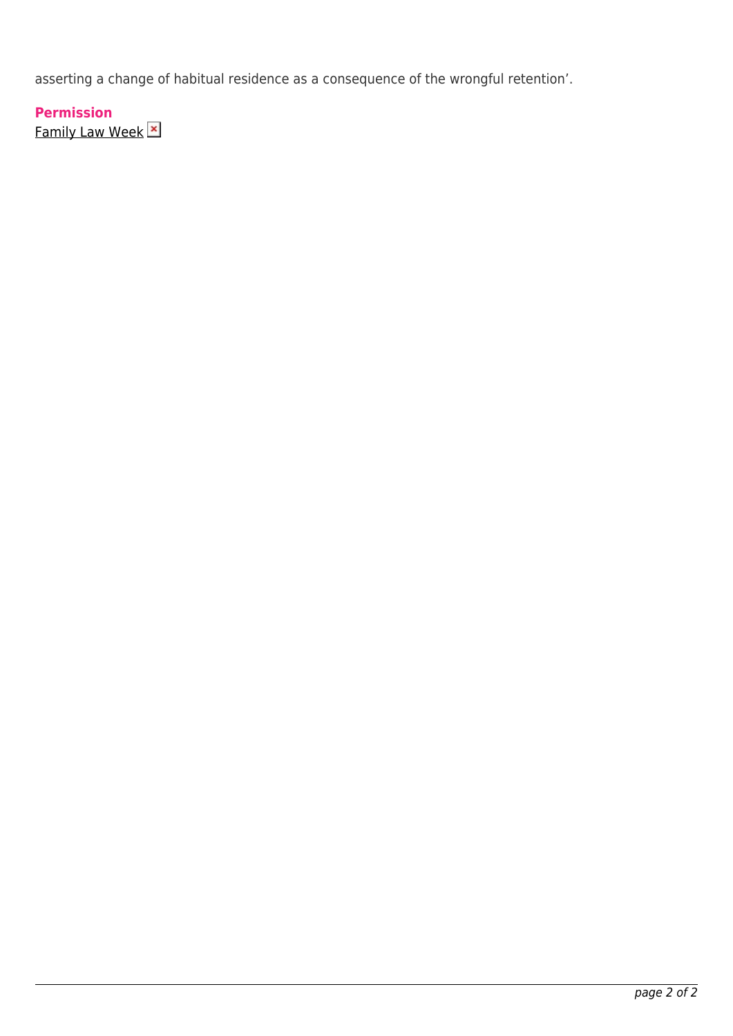asserting a change of habitual residence as a consequence of the wrongful retention'.

**Permission**

Family Law Week